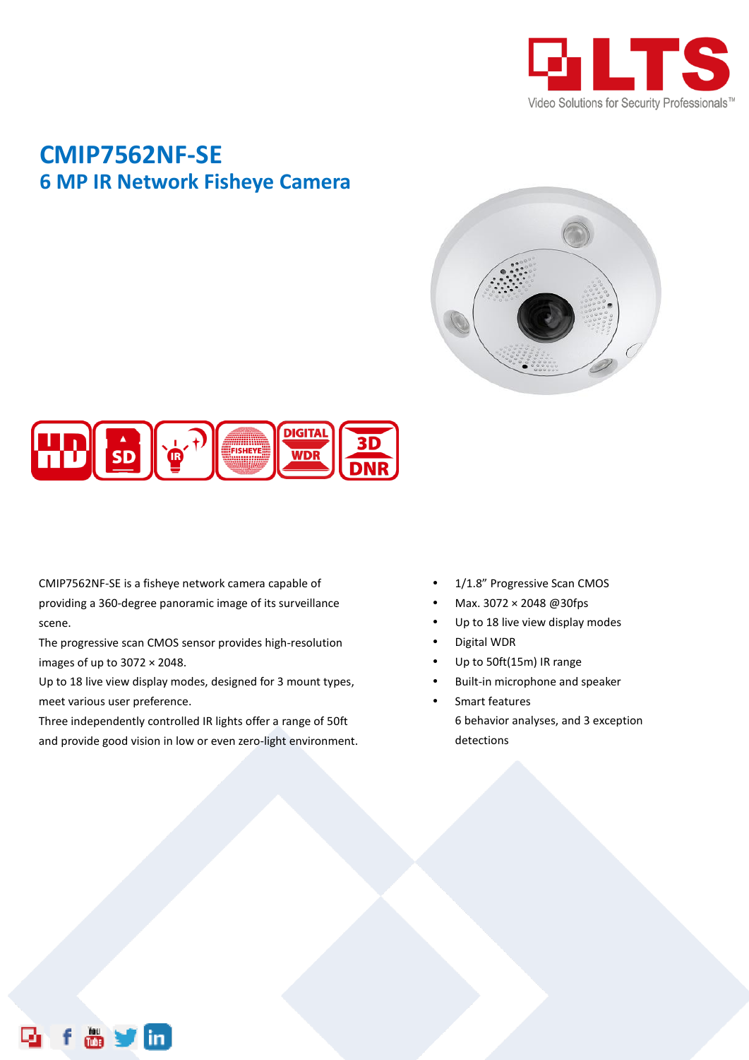# CMIP7562NF-SE

## 6 MP IR Network Fisheye Camera

CMIP7562NF-SE is a fisheye network camera capable of providing a 360-degree panoramic image of its surveillance scene.

The progressive scan CMOS sensor provides high-resolution images of up to 3072 × 2048.

Up to 18 live view display modes, designed for 3 mount types, meet various user preference.

Three independently controlled IR lights offer a range of 50ft and provide good vision in low or even zero-light environment.

- 1/1.8" Progressive Scan CMOS
- Max. 3072 × 2048 @30fps
- Up to 18 live view display modes
- Digital WDR
- Up to 50ft(15m) IR range
- Built-in microphone and speaker
- Smart features
  6 behavior analyses, and 3 exception detections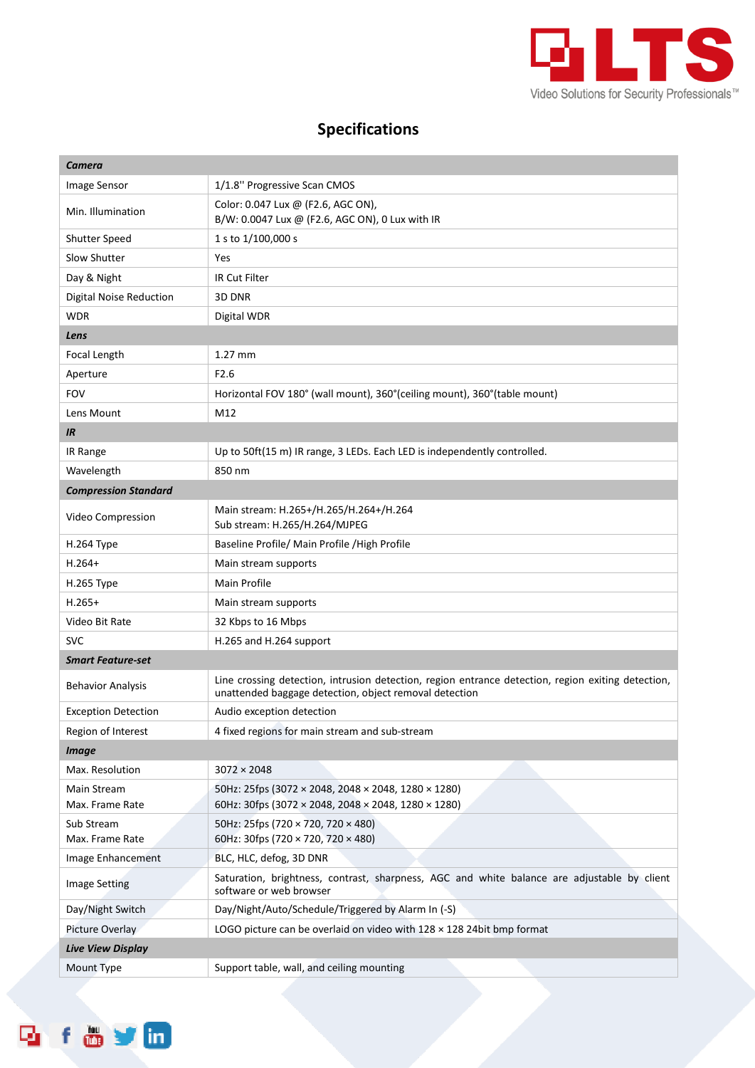## Specifications

| | |
|---|---|
| ***Camera*** | |
| Image Sensor | 1/1.8'' Progressive Scan CMOS |
| Min. Illumination | Color: 0.047 Lux @ (F2.6, AGC ON),<br>B/W: 0.0047 Lux @ (F2.6, AGC ON), 0 Lux with IR |
| Shutter Speed | 1 s to 1/100,000 s |
| Slow Shutter | Yes |
| Day & Night | IR Cut Filter |
| Digital Noise Reduction | 3D DNR |
| WDR | Digital WDR |
| ***Lens*** | |
| Focal Length | 1.27 mm |
| Aperture | F2.6 |
| FOV | Horizontal FOV 180° (wall mount), 360°(ceiling mount), 360°(table mount) |
| Lens Mount | M12 |
| ***IR*** | |
| IR Range | Up to 50ft(15 m) IR range, 3 LEDs. Each LED is independently controlled. |
| Wavelength | 850 nm |
| ***Compression Standard*** | |
| Video Compression | Main stream: H.265+/H.265/H.264+/H.264<br>Sub stream: H.265/H.264/MJPEG |
| H.264 Type | Baseline Profile/ Main Profile /High Profile |
| H.264+ | Main stream supports |
| H.265 Type | Main Profile |
| H.265+ | Main stream supports |
| Video Bit Rate | 32 Kbps to 16 Mbps |
| SVC | H.265 and H.264 support |
| ***Smart Feature-set*** | |
| Behavior Analysis | Line crossing detection, intrusion detection, region entrance detection, region exiting detection, unattended baggage detection, object removal detection |
| Exception Detection | Audio exception detection |
| Region of Interest | 4 fixed regions for main stream and sub-stream |
| ***Image*** | |
| Max. Resolution | 3072 × 2048 |
| Main Stream<br>Max. Frame Rate | 50Hz: 25fps (3072 × 2048, 2048 × 2048, 1280 × 1280)<br>60Hz: 30fps (3072 × 2048, 2048 × 2048, 1280 × 1280) |
| Sub Stream<br>Max. Frame Rate | 50Hz: 25fps (720 × 720, 720 × 480)<br>60Hz: 30fps (720 × 720, 720 × 480) |
| Image Enhancement | BLC, HLC, defog, 3D DNR |
| Image Setting | Saturation, brightness, contrast, sharpness, AGC and white balance are adjustable by client software or web browser |
| Day/Night Switch | Day/Night/Auto/Schedule/Triggered by Alarm In (-S) |
| Picture Overlay | LOGO picture can be overlaid on video with 128 × 128 24bit bmp format |
| ***Live View Display*** | |
| Mount Type | Support table, wall, and ceiling mounting |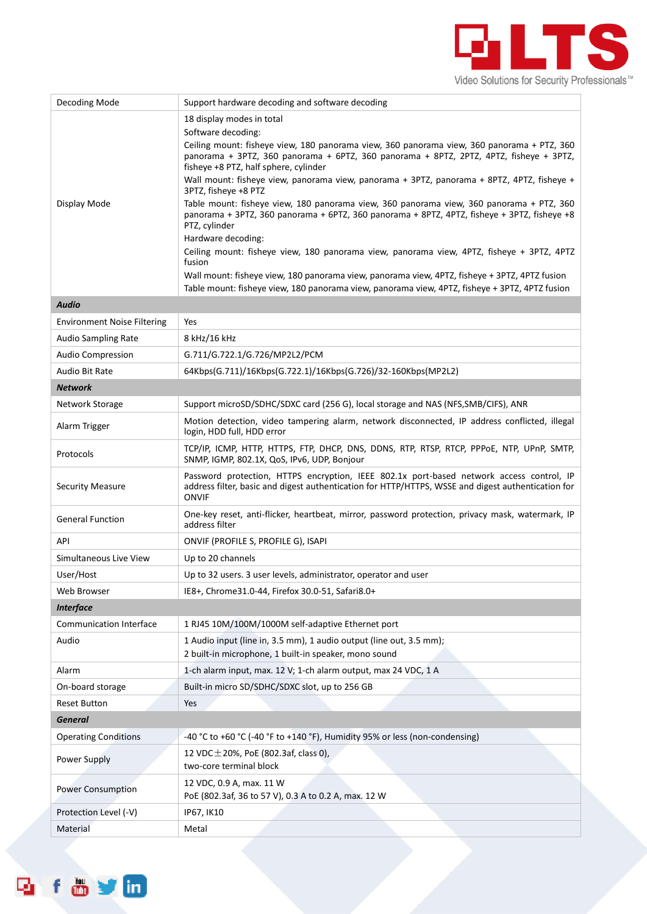| | |
|---|---|
| Decoding Mode | Support hardware decoding and software decoding |
| Display Mode | 18 display modes in total<br>Software decoding:<br>Ceiling mount: fisheye view, 180 panorama view, 360 panorama view, 360 panorama + PTZ, 360 panorama + 3PTZ, 360 panorama + 6PTZ, 360 panorama + 8PTZ, 2PTZ, 4PTZ, fisheye + 3PTZ, fisheye +8 PTZ, half sphere, cylinder<br>Wall mount: fisheye view, panorama view, panorama + 3PTZ, panorama + 8PTZ, 4PTZ, fisheye + 3PTZ, fisheye +8 PTZ<br>Table mount: fisheye view, 180 panorama view, 360 panorama view, 360 panorama + PTZ, 360 panorama + 3PTZ, 360 panorama + 6PTZ, 360 panorama + 8PTZ, 4PTZ, fisheye + 3PTZ, fisheye +8 PTZ, cylinder<br>Hardware decoding:<br>Ceiling mount: fisheye view, 180 panorama view, panorama view, 4PTZ, fisheye + 3PTZ, 4PTZ fusion<br>Wall mount: fisheye view, 180 panorama view, panorama view, 4PTZ, fisheye + 3PTZ, 4PTZ fusion<br>Table mount: fisheye view, 180 panorama view, panorama view, 4PTZ, fisheye + 3PTZ, 4PTZ fusion |
| ***Audio*** | |
| Environment Noise Filtering | Yes |
| Audio Sampling Rate | 8 kHz/16 kHz |
| Audio Compression | G.711/G.722.1/G.726/MP2L2/PCM |
| Audio Bit Rate | 64Kbps(G.711)/16Kbps(G.722.1)/16Kbps(G.726)/32-160Kbps(MP2L2) |
| ***Network*** | |
| Network Storage | Support microSD/SDHC/SDXC card (256 G), local storage and NAS (NFS,SMB/CIFS), ANR |
| Alarm Trigger | Motion detection, video tampering alarm, network disconnected, IP address conflicted, illegal login, HDD full, HDD error |
| Protocols | TCP/IP, ICMP, HTTP, HTTPS, FTP, DHCP, DNS, DDNS, RTP, RTSP, RTCP, PPPoE, NTP, UPnP, SMTP, SNMP, IGMP, 802.1X, QoS, IPv6, UDP, Bonjour |
| Security Measure | Password protection, HTTPS encryption, IEEE 802.1x port-based network access control, IP address filter, basic and digest authentication for HTTP/HTTPS, WSSE and digest authentication for ONVIF |
| General Function | One-key reset, anti-flicker, heartbeat, mirror, password protection, privacy mask, watermark, IP address filter |
| API | ONVIF (PROFILE S, PROFILE G), ISAPI |
| Simultaneous Live View | Up to 20 channels |
| User/Host | Up to 32 users. 3 user levels, administrator, operator and user |
| Web Browser | IE8+, Chrome31.0-44, Firefox 30.0-51, Safari8.0+ |
| ***Interface*** | |
| Communication Interface | 1 RJ45 10M/100M/1000M self-adaptive Ethernet port |
| Audio | 1 Audio input (line in, 3.5 mm), 1 audio output (line out, 3.5 mm);<br>2 built-in microphone, 1 built-in speaker, mono sound |
| Alarm | 1-ch alarm input, max. 12 V; 1-ch alarm output, max 24 VDC, 1 A |
| On-board storage | Built-in micro SD/SDHC/SDXC slot, up to 256 GB |
| Reset Button | Yes |
| ***General*** | |
| Operating Conditions | -40 °C to +60 °C (-40 °F to +140 °F), Humidity 95% or less (non-condensing) |
| Power Supply | 12 VDC±20%, PoE (802.3af, class 0),<br>two-core terminal block |
| Power Consumption | 12 VDC, 0.9 A, max. 11 W<br>PoE (802.3af, 36 to 57 V), 0.3 A to 0.2 A, max. 12 W |
| Protection Level (-V) | IP67, IK10 |
| Material | Metal |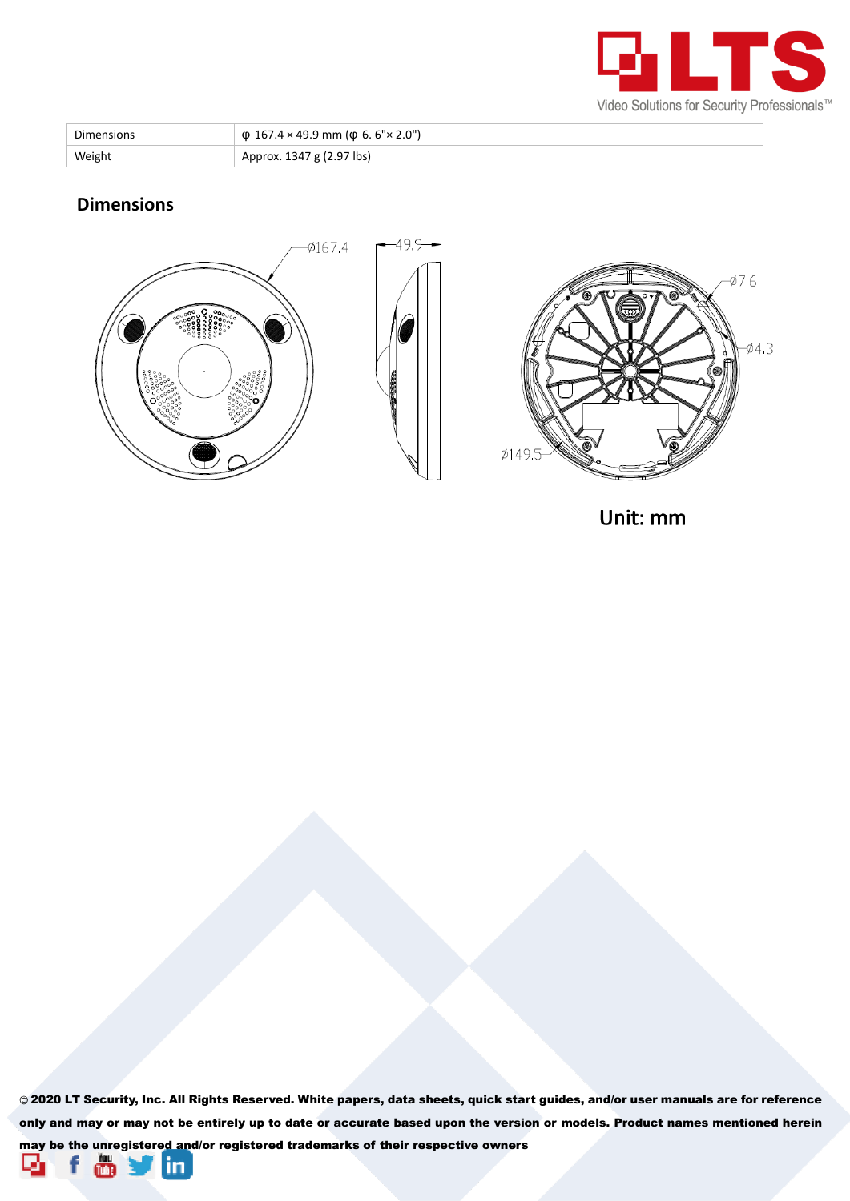| | |
|---|---|
| Dimensions | φ 167.4 × 49.9 mm (φ 6. 6"× 2.0") |
| Weight | Approx. 1347 g (2.97 lbs) |

## Dimensions

Ø167.4

49.9

Ø7.6

Ø4.3

Ø149.5

Unit: mm

© **2020 LT Security, Inc. All Rights Reserved. White papers, data sheets, quick start guides, and/or user manuals are for reference only and may or may not be entirely up to date or accurate based upon the version or models. Product names mentioned herein may be the unregistered and/or registered trademarks of their respective owners**